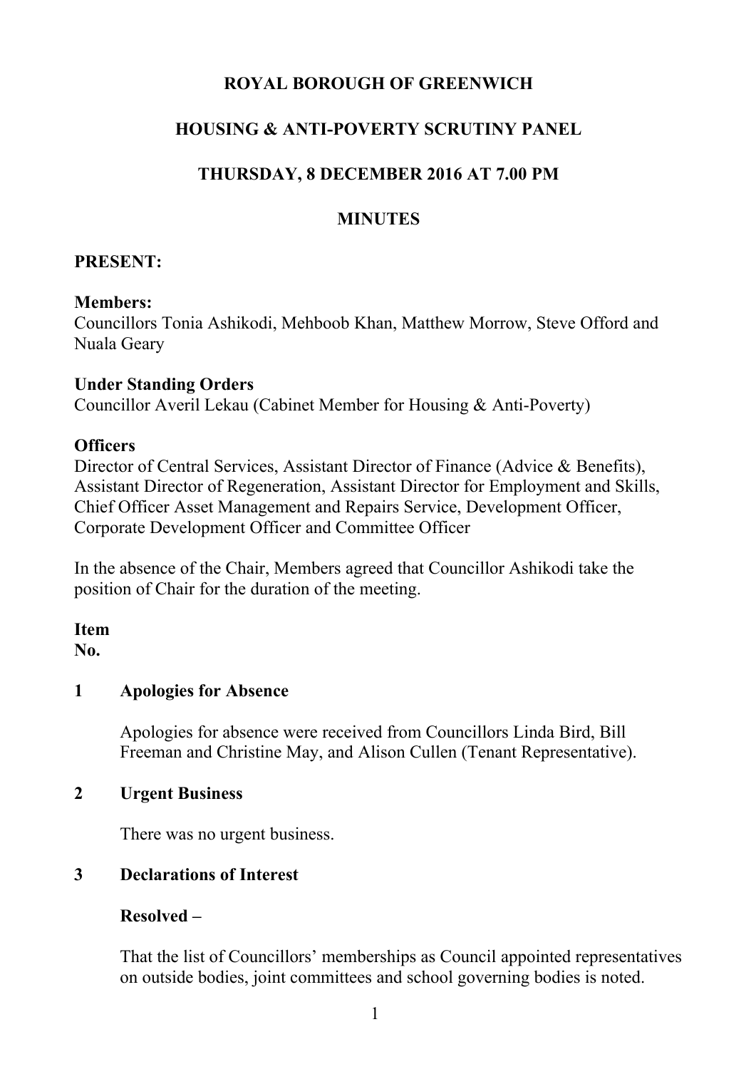# ROYAL BOROUGH OF GREENWICH

## HOUSING & ANTI-POVERTY SCRUTINY PANEL

## THURSDAY, 8 DECEMBER 2016 AT 7.00 PM

## MINUTES

**PRESENT:**

**Members:**
Councillors Tonia Ashikodi, Mehboob Khan, Matthew Morrow, Steve Offord and Nuala Geary

**Under Standing Orders**
Councillor Averil Lekau (Cabinet Member for Housing & Anti-Poverty)

**Officers**
Director of Central Services, Assistant Director of Finance (Advice & Benefits), Assistant Director of Regeneration, Assistant Director for Employment and Skills, Chief Officer Asset Management and Repairs Service, Development Officer, Corporate Development Officer and Committee Officer

In the absence of the Chair, Members agreed that Councillor Ashikodi take the position of Chair for the duration of the meeting.

**Item No.**

**1 Apologies for Absence**

Apologies for absence were received from Councillors Linda Bird, Bill Freeman and Christine May, and Alison Cullen (Tenant Representative).

**2 Urgent Business**

There was no urgent business.

**3 Declarations of Interest**

**Resolved –**

That the list of Councillors' memberships as Council appointed representatives on outside bodies, joint committees and school governing bodies is noted.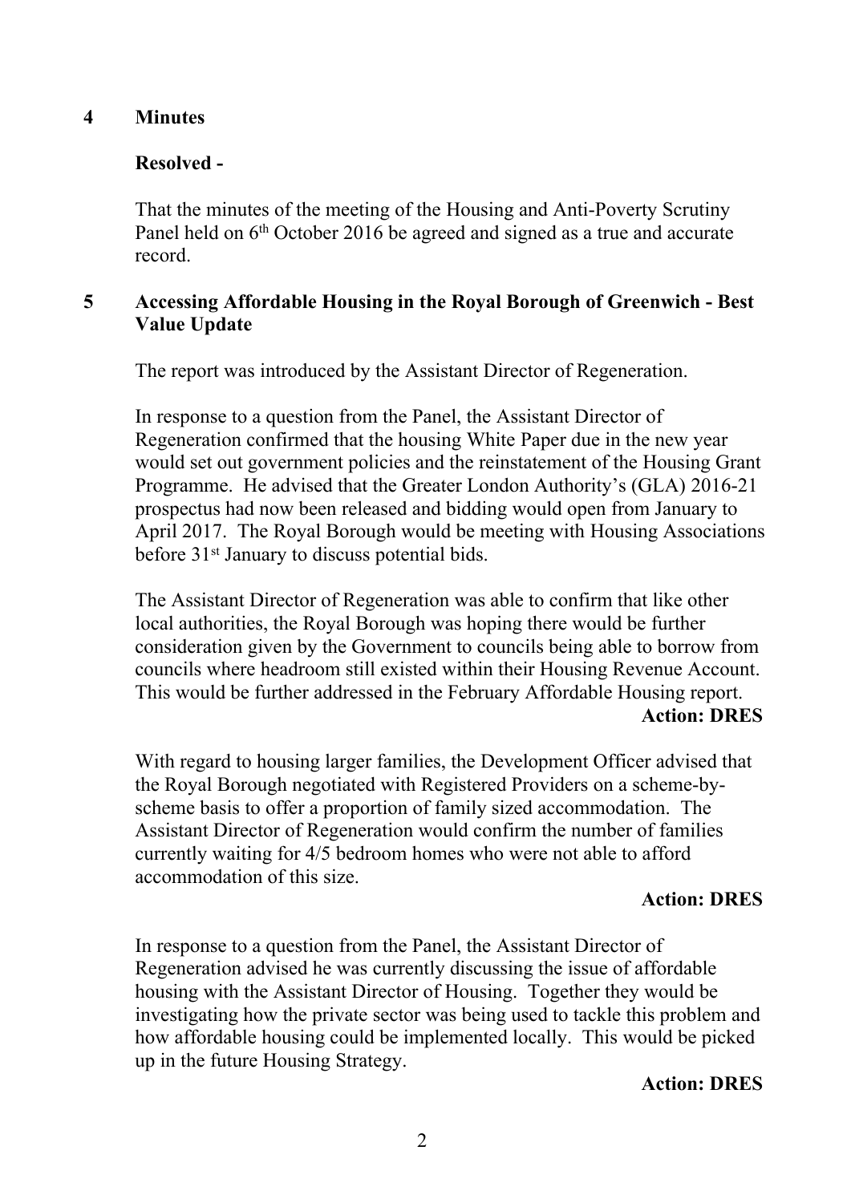## 4 Minutes

**Resolved -**

That the minutes of the meeting of the Housing and Anti-Poverty Scrutiny Panel held on 6th October 2016 be agreed and signed as a true and accurate record.

## 5 Accessing Affordable Housing in the Royal Borough of Greenwich - Best Value Update

The report was introduced by the Assistant Director of Regeneration.

In response to a question from the Panel, the Assistant Director of Regeneration confirmed that the housing White Paper due in the new year would set out government policies and the reinstatement of the Housing Grant Programme. He advised that the Greater London Authority's (GLA) 2016-21 prospectus had now been released and bidding would open from January to April 2017. The Royal Borough would be meeting with Housing Associations before 31st January to discuss potential bids.

The Assistant Director of Regeneration was able to confirm that like other local authorities, the Royal Borough was hoping there would be further consideration given by the Government to councils being able to borrow from councils where headroom still existed within their Housing Revenue Account. This would be further addressed in the February Affordable Housing report.

**Action: DRES**

With regard to housing larger families, the Development Officer advised that the Royal Borough negotiated with Registered Providers on a scheme-by-scheme basis to offer a proportion of family sized accommodation. The Assistant Director of Regeneration would confirm the number of families currently waiting for 4/5 bedroom homes who were not able to afford accommodation of this size.

**Action: DRES**

In response to a question from the Panel, the Assistant Director of Regeneration advised he was currently discussing the issue of affordable housing with the Assistant Director of Housing. Together they would be investigating how the private sector was being used to tackle this problem and how affordable housing could be implemented locally. This would be picked up in the future Housing Strategy.

**Action: DRES**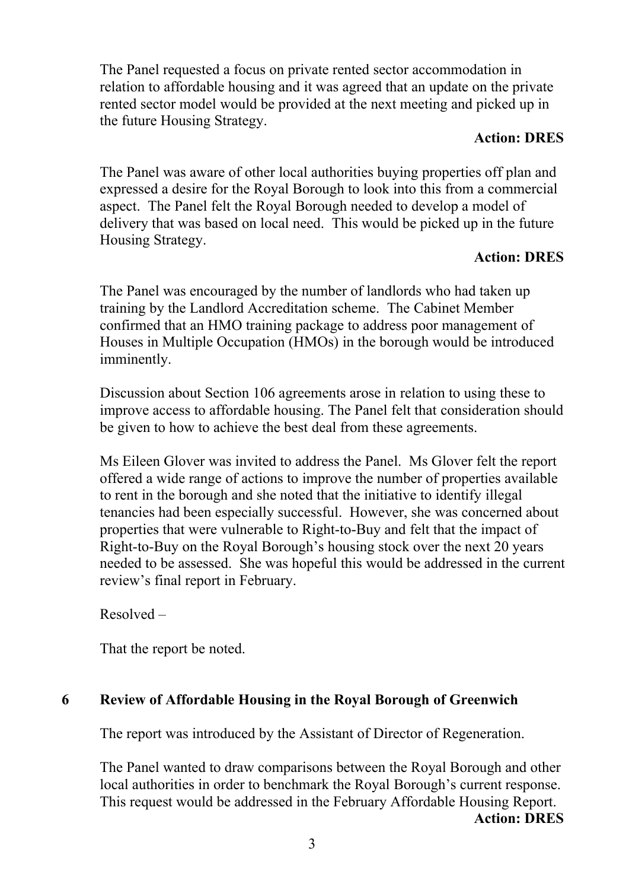The Panel requested a focus on private rented sector accommodation in relation to affordable housing and it was agreed that an update on the private rented sector model would be provided at the next meeting and picked up in the future Housing Strategy.

**Action: DRES**

The Panel was aware of other local authorities buying properties off plan and expressed a desire for the Royal Borough to look into this from a commercial aspect. The Panel felt the Royal Borough needed to develop a model of delivery that was based on local need. This would be picked up in the future Housing Strategy.

**Action: DRES**

The Panel was encouraged by the number of landlords who had taken up training by the Landlord Accreditation scheme. The Cabinet Member confirmed that an HMO training package to address poor management of Houses in Multiple Occupation (HMOs) in the borough would be introduced imminently.

Discussion about Section 106 agreements arose in relation to using these to improve access to affordable housing. The Panel felt that consideration should be given to how to achieve the best deal from these agreements.

Ms Eileen Glover was invited to address the Panel. Ms Glover felt the report offered a wide range of actions to improve the number of properties available to rent in the borough and she noted that the initiative to identify illegal tenancies had been especially successful. However, she was concerned about properties that were vulnerable to Right-to-Buy and felt that the impact of Right-to-Buy on the Royal Borough's housing stock over the next 20 years needed to be assessed. She was hopeful this would be addressed in the current review's final report in February.

Resolved –

That the report be noted.

## 6 Review of Affordable Housing in the Royal Borough of Greenwich

The report was introduced by the Assistant of Director of Regeneration.

The Panel wanted to draw comparisons between the Royal Borough and other local authorities in order to benchmark the Royal Borough's current response. This request would be addressed in the February Affordable Housing Report.

**Action: DRES**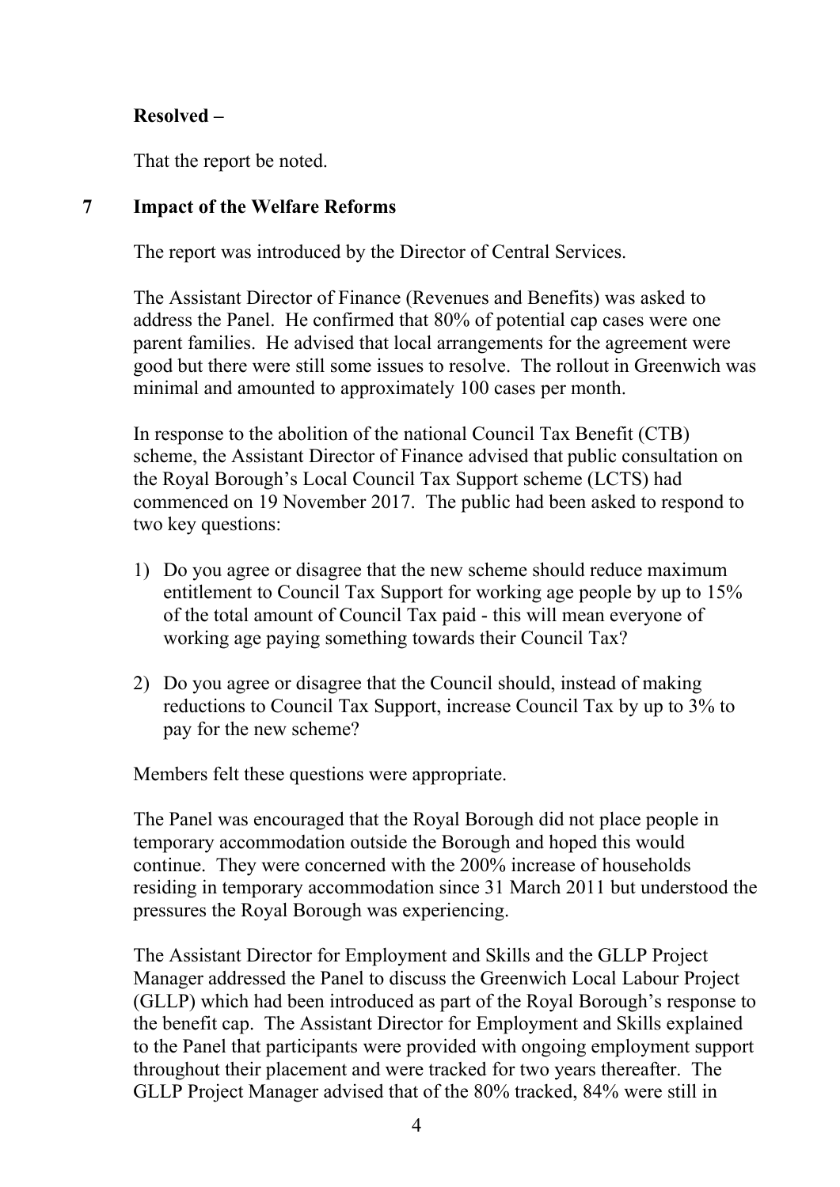**Resolved –**

That the report be noted.

## 7 Impact of the Welfare Reforms

The report was introduced by the Director of Central Services.

The Assistant Director of Finance (Revenues and Benefits) was asked to address the Panel. He confirmed that 80% of potential cap cases were one parent families. He advised that local arrangements for the agreement were good but there were still some issues to resolve. The rollout in Greenwich was minimal and amounted to approximately 100 cases per month.

In response to the abolition of the national Council Tax Benefit (CTB) scheme, the Assistant Director of Finance advised that public consultation on the Royal Borough's Local Council Tax Support scheme (LCTS) had commenced on 19 November 2017. The public had been asked to respond to two key questions:

1) Do you agree or disagree that the new scheme should reduce maximum entitlement to Council Tax Support for working age people by up to 15% of the total amount of Council Tax paid - this will mean everyone of working age paying something towards their Council Tax?

2) Do you agree or disagree that the Council should, instead of making reductions to Council Tax Support, increase Council Tax by up to 3% to pay for the new scheme?

Members felt these questions were appropriate.

The Panel was encouraged that the Royal Borough did not place people in temporary accommodation outside the Borough and hoped this would continue. They were concerned with the 200% increase of households residing in temporary accommodation since 31 March 2011 but understood the pressures the Royal Borough was experiencing.

The Assistant Director for Employment and Skills and the GLLP Project Manager addressed the Panel to discuss the Greenwich Local Labour Project (GLLP) which had been introduced as part of the Royal Borough's response to the benefit cap. The Assistant Director for Employment and Skills explained to the Panel that participants were provided with ongoing employment support throughout their placement and were tracked for two years thereafter. The GLLP Project Manager advised that of the 80% tracked, 84% were still in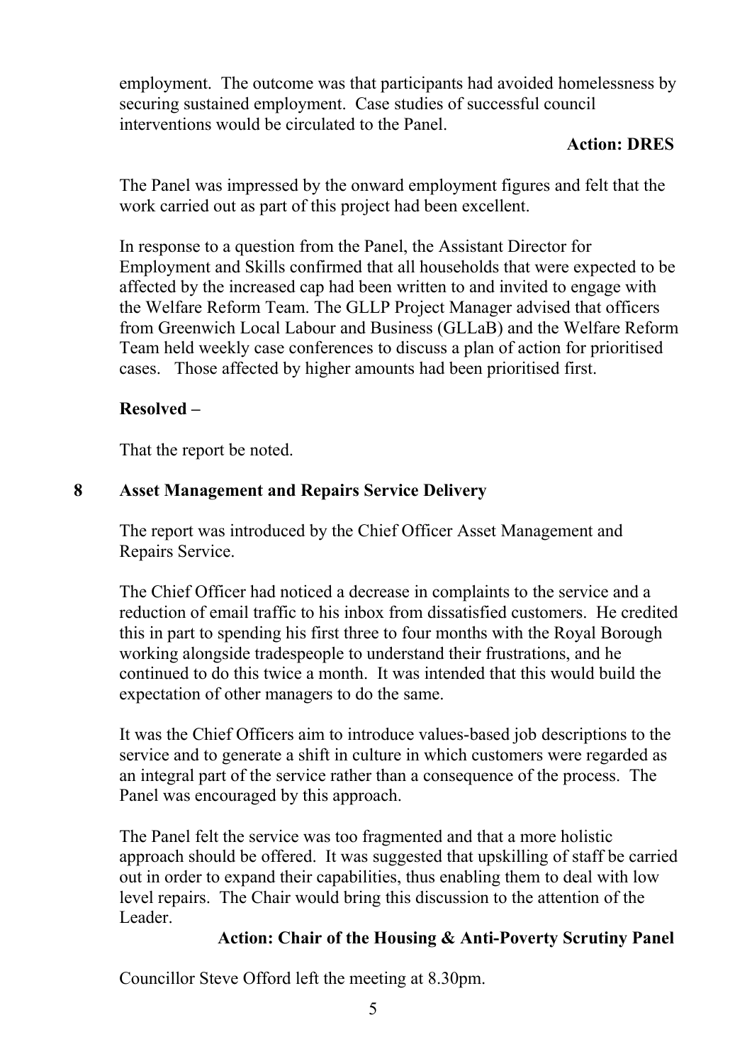employment. The outcome was that participants had avoided homelessness by securing sustained employment. Case studies of successful council interventions would be circulated to the Panel.

**Action: DRES**

The Panel was impressed by the onward employment figures and felt that the work carried out as part of this project had been excellent.

In response to a question from the Panel, the Assistant Director for Employment and Skills confirmed that all households that were expected to be affected by the increased cap had been written to and invited to engage with the Welfare Reform Team. The GLLP Project Manager advised that officers from Greenwich Local Labour and Business (GLLaB) and the Welfare Reform Team held weekly case conferences to discuss a plan of action for prioritised cases. Those affected by higher amounts had been prioritised first.

**Resolved –**

That the report be noted.

## 8 Asset Management and Repairs Service Delivery

The report was introduced by the Chief Officer Asset Management and Repairs Service.

The Chief Officer had noticed a decrease in complaints to the service and a reduction of email traffic to his inbox from dissatisfied customers. He credited this in part to spending his first three to four months with the Royal Borough working alongside tradespeople to understand their frustrations, and he continued to do this twice a month. It was intended that this would build the expectation of other managers to do the same.

It was the Chief Officers aim to introduce values-based job descriptions to the service and to generate a shift in culture in which customers were regarded as an integral part of the service rather than a consequence of the process. The Panel was encouraged by this approach.

The Panel felt the service was too fragmented and that a more holistic approach should be offered. It was suggested that upskilling of staff be carried out in order to expand their capabilities, thus enabling them to deal with low level repairs. The Chair would bring this discussion to the attention of the Leader.

**Action: Chair of the Housing & Anti-Poverty Scrutiny Panel**

Councillor Steve Offord left the meeting at 8.30pm.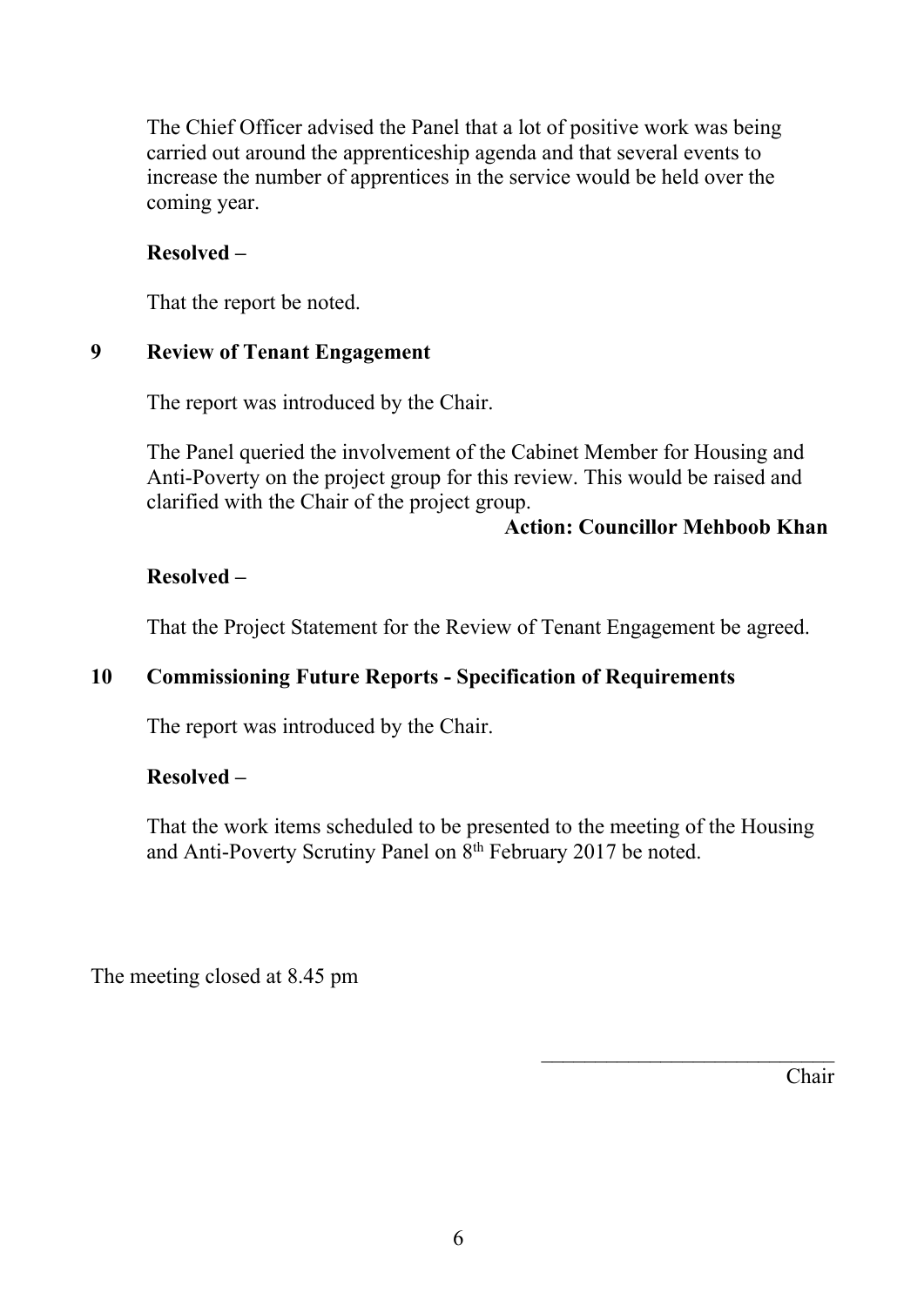The Chief Officer advised the Panel that a lot of positive work was being carried out around the apprenticeship agenda and that several events to increase the number of apprentices in the service would be held over the coming year.

**Resolved –**

That the report be noted.

## 9 Review of Tenant Engagement

The report was introduced by the Chair.

The Panel queried the involvement of the Cabinet Member for Housing and Anti-Poverty on the project group for this review. This would be raised and clarified with the Chair of the project group.

**Action: Councillor Mehboob Khan**

**Resolved –**

That the Project Statement for the Review of Tenant Engagement be agreed.

## 10 Commissioning Future Reports - Specification of Requirements

The report was introduced by the Chair.

**Resolved –**

That the work items scheduled to be presented to the meeting of the Housing and Anti-Poverty Scrutiny Panel on 8th February 2017 be noted.

The meeting closed at 8.45 pm

\_\_\_\_\_\_\_\_\_\_\_\_\_\_\_\_\_\_\_\_\_\_\_\_\_\_\_\_

Chair